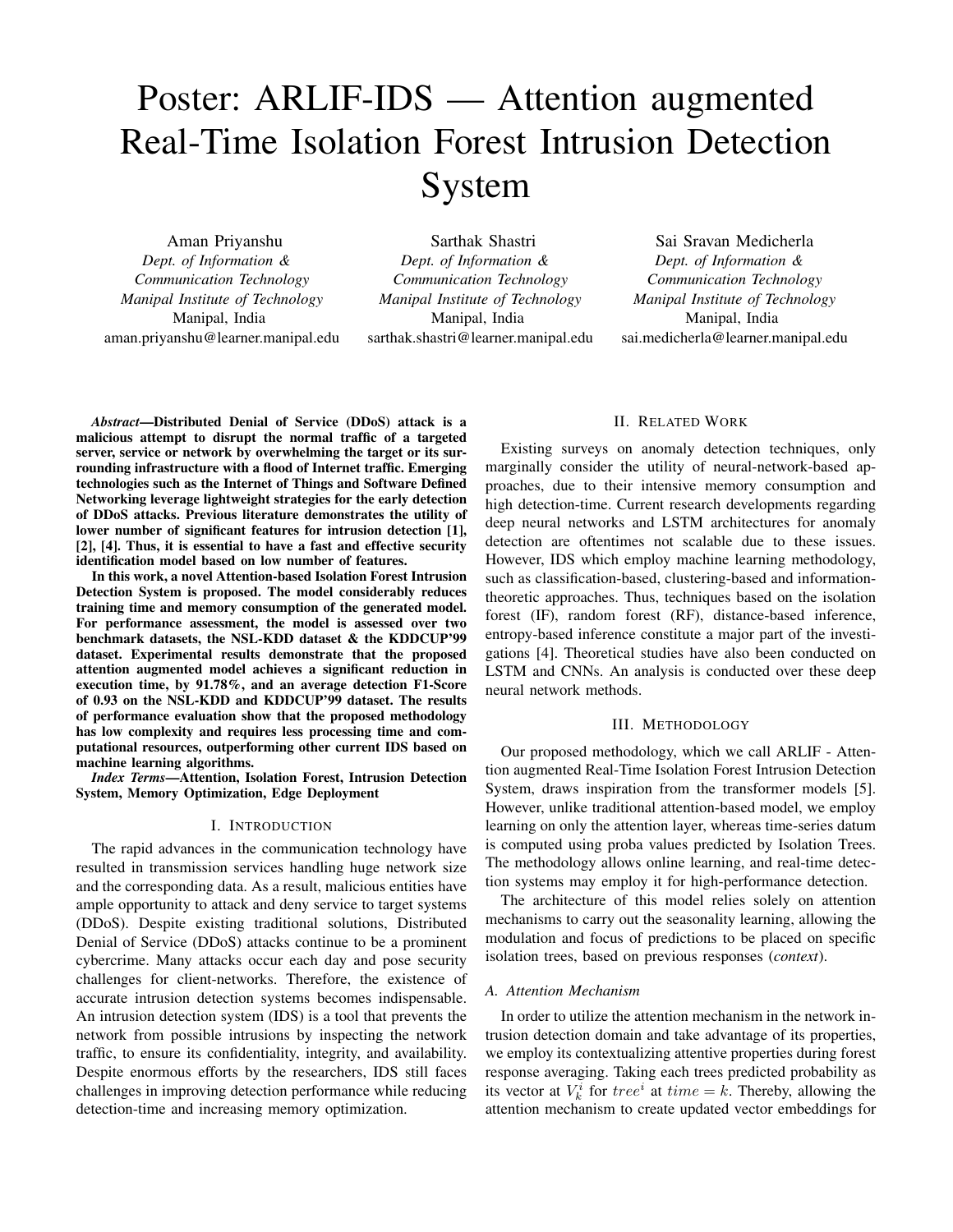# Poster: ARLIF-IDS — Attention augmented Real-Time Isolation Forest Intrusion Detection System

Aman Priyanshu
*Dept. of Information & Communication Technology*
*Manipal Institute of Technology*
Manipal, India
aman.priyanshu@learner.manipal.edu

Sarthak Shastri
*Dept. of Information & Communication Technology*
*Manipal Institute of Technology*
Manipal, India
sarthak.shastri@learner.manipal.edu

Sai Sravan Medicherla
*Dept. of Information & Communication Technology*
*Manipal Institute of Technology*
Manipal, India
sai.medicherla@learner.manipal.edu

***Abstract*—Distributed Denial of Service (DDoS) attack is a malicious attempt to disrupt the normal traffic of a targeted server, service or network by overwhelming the target or its surrounding infrastructure with a flood of Internet traffic. Emerging technologies such as the Internet of Things and Software Defined Networking leverage lightweight strategies for the early detection of DDoS attacks. Previous literature demonstrates the utility of lower number of significant features for intrusion detection [1], [2], [4]. Thus, it is essential to have a fast and effective security identification model based on low number of features.**

**In this work, a novel Attention-based Isolation Forest Intrusion Detection System is proposed. The model considerably reduces training time and memory consumption of the generated model. For performance assessment, the model is assessed over two benchmark datasets, the NSL-KDD dataset & the KDDCUP'99 dataset. Experimental results demonstrate that the proposed attention augmented model achieves a significant reduction in execution time, by 91.78%, and an average detection F1-Score of 0.93 on the NSL-KDD and KDDCUP'99 dataset. The results of performance evaluation show that the proposed methodology has low complexity and requires less processing time and computational resources, outperforming other current IDS based on machine learning algorithms.**

***Index Terms*—Attention, Isolation Forest, Intrusion Detection System, Memory Optimization, Edge Deployment**

## I. Introduction

The rapid advances in the communication technology have resulted in transmission services handling huge network size and the corresponding data. As a result, malicious entities have ample opportunity to attack and deny service to target systems (DDoS). Despite existing traditional solutions, Distributed Denial of Service (DDoS) attacks continue to be a prominent cybercrime. Many attacks occur each day and pose security challenges for client-networks. Therefore, the existence of accurate intrusion detection systems becomes indispensable. An intrusion detection system (IDS) is a tool that prevents the network from possible intrusions by inspecting the network traffic, to ensure its confidentiality, integrity, and availability. Despite enormous efforts by the researchers, IDS still faces challenges in improving detection performance while reducing detection-time and increasing memory optimization.

## II. Related Work

Existing surveys on anomaly detection techniques, only marginally consider the utility of neural-network-based approaches, due to their intensive memory consumption and high detection-time. Current research developments regarding deep neural networks and LSTM architectures for anomaly detection are oftentimes not scalable due to these issues. However, IDS which employ machine learning methodology, such as classification-based, clustering-based and information-theoretic approaches. Thus, techniques based on the isolation forest (IF), random forest (RF), distance-based inference, entropy-based inference constitute a major part of the investigations [4]. Theoretical studies have also been conducted on LSTM and CNNs. An analysis is conducted over these deep neural network methods.

## III. Methodology

Our proposed methodology, which we call ARLIF - Attention augmented Real-Time Isolation Forest Intrusion Detection System, draws inspiration from the transformer models [5]. However, unlike traditional attention-based model, we employ learning on only the attention layer, whereas time-series datum is computed using proba values predicted by Isolation Trees. The methodology allows online learning, and real-time detection systems may employ it for high-performance detection.

The architecture of this model relies solely on attention mechanisms to carry out the seasonality learning, allowing the modulation and focus of predictions to be placed on specific isolation trees, based on previous responses (*context*).

### A. Attention Mechanism

In order to utilize the attention mechanism in the network intrusion detection domain and take advantage of its properties, we employ its contextualizing attentive properties during forest response averaging. Taking each trees predicted probability as its vector at $V_k^i$ for $tree^i$ at $time = k$. Thereby, allowing the attention mechanism to create updated vector embeddings for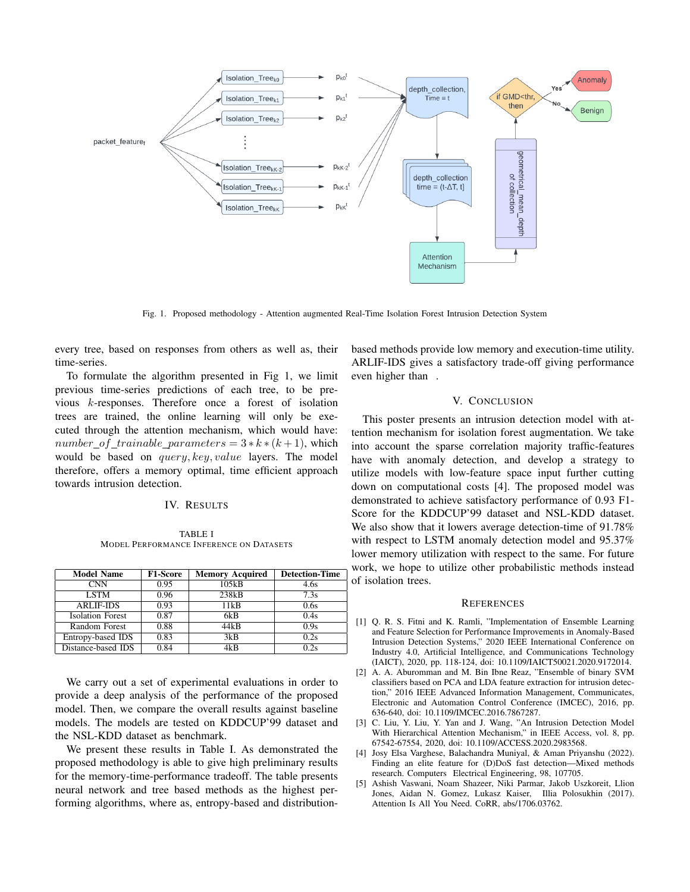packet_feature$_t$

Isolation_Tree$_{k0}$

Isolation_Tree$_{k1}$

Isolation_Tree$_{k2}$

Isolation_Tree$_{kK-2}$

Isolation_Tree$_{kK-1}$

Isolation_Tree$_{kK}$

$p_{k0}^t$

$p_{k1}^t$

$p_{k2}^t$

$p_{kK-2}^t$

$p_{kK-1}^t$

$p_{kK}^t$

depth_collection, Time = t

depth_collection time = (t-ΔT, t]

Attention Mechanism

geometrical_mean_depth of collection

if GMD<thr, then

Yes

No

Anomaly

Benign

Fig. 1. Proposed methodology - Attention augmented Real-Time Isolation Forest Intrusion Detection System

every tree, based on responses from others as well as, their time-series.

To formulate the algorithm presented in Fig 1, we limit previous time-series predictions of each tree, to be previous $k$-responses. Therefore once a forest of isolation trees are trained, the online learning will only be executed through the attention mechanism, which would have: $number\_of\_trainable\_parameters = 3 * k * (k + 1)$, which would be based on $query, key, value$ layers. The model therefore, offers a memory optimal, time efficient approach towards intrusion detection.

## IV. Results

TABLE I
Model Performance Inference on Datasets

| Model Name | F1-Score | Memory Acquired | Detection-Time |
|---|---|---|---|
| CNN | 0.95 | 105kB | 4.6s |
| LSTM | 0.96 | 238kB | 7.3s |
| ARLIF-IDS | 0.93 | 11kB | 0.6s |
| Isolation Forest | 0.87 | 6kB | 0.4s |
| Random Forest | 0.88 | 44kB | 0.9s |
| Entropy-based IDS | 0.83 | 3kB | 0.2s |
| Distance-based IDS | 0.84 | 4kB | 0.2s |

We carry out a set of experimental evaluations in order to provide a deep analysis of the performance of the proposed model. Then, we compare the overall results against baseline models. The models are tested on KDDCUP'99 dataset and the NSL-KDD dataset as benchmark.

We present these results in Table I. As demonstrated the proposed methodology is able to give high preliminary results for the memory-time-performance tradeoff. The table presents neural network and tree based methods as the highest performing algorithms, where as, entropy-based and distribution-based methods provide low memory and execution-time utility. ARLIF-IDS gives a satisfactory trade-off giving performance even higher than .

## V. Conclusion

This poster presents an intrusion detection model with attention mechanism for isolation forest augmentation. We take into account the sparse correlation majority traffic-features have with anomaly detection, and develop a strategy to utilize models with low-feature space input further cutting down on computational costs [4]. The proposed model was demonstrated to achieve satisfactory performance of 0.93 F1-Score for the KDDCUP'99 dataset and NSL-KDD dataset. We also show that it lowers average detection-time of 91.78% with respect to LSTM anomaly detection model and 95.37% lower memory utilization with respect to the same. For future work, we hope to utilize other probabilistic methods instead of isolation trees.

## References

[1] Q. R. S. Fitni and K. Ramli, "Implementation of Ensemble Learning and Feature Selection for Performance Improvements in Anomaly-Based Intrusion Detection Systems," 2020 IEEE International Conference on Industry 4.0, Artificial Intelligence, and Communications Technology (IAICT), 2020, pp. 118-124, doi: 10.1109/IAICT50021.2020.9172014.

[2] A. A. Aburomman and M. Bin Ibne Reaz, "Ensemble of binary SVM classifiers based on PCA and LDA feature extraction for intrusion detection," 2016 IEEE Advanced Information Management, Communicates, Electronic and Automation Control Conference (IMCEC), 2016, pp. 636-640, doi: 10.1109/IMCEC.2016.7867287.

[3] C. Liu, Y. Liu, Y. Yan and J. Wang, "An Intrusion Detection Model With Hierarchical Attention Mechanism," in IEEE Access, vol. 8, pp. 67542-67554, 2020, doi: 10.1109/ACCESS.2020.2983568.

[4] Josy Elsa Varghese, Balachandra Muniyal, & Aman Priyanshu (2022). Finding an elite feature for (D)DoS fast detection—Mixed methods research. Computers Electrical Engineering, 98, 107705.

[5] Ashish Vaswani, Noam Shazeer, Niki Parmar, Jakob Uszkoreit, Llion Jones, Aidan N. Gomez, Lukasz Kaiser, Illia Polosukhin (2017). Attention Is All You Need. CoRR, abs/1706.03762.